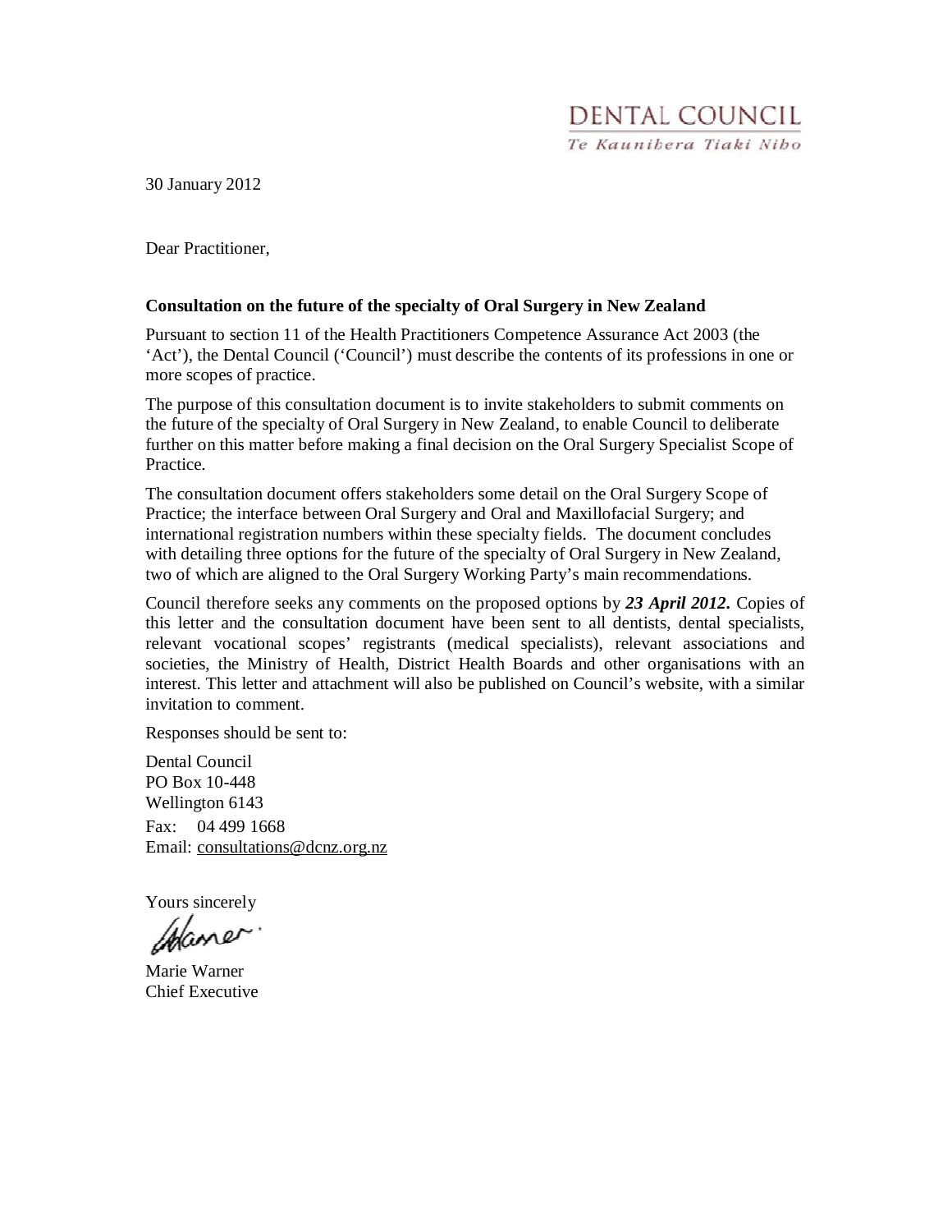DENTAL COUNCIL

*Te Kaunihera Tiaki Niho*

30 January 2012

Dear Practitioner,

**Consultation on the future of the specialty of Oral Surgery in New Zealand**

Pursuant to section 11 of the Health Practitioners Competence Assurance Act 2003 (the 'Act'), the Dental Council ('Council') must describe the contents of its professions in one or more scopes of practice.

The purpose of this consultation document is to invite stakeholders to submit comments on the future of the specialty of Oral Surgery in New Zealand, to enable Council to deliberate further on this matter before making a final decision on the Oral Surgery Specialist Scope of Practice.

The consultation document offers stakeholders some detail on the Oral Surgery Scope of Practice; the interface between Oral Surgery and Oral and Maxillofacial Surgery; and international registration numbers within these specialty fields. The document concludes with detailing three options for the future of the specialty of Oral Surgery in New Zealand, two of which are aligned to the Oral Surgery Working Party's main recommendations.

Council therefore seeks any comments on the proposed options by ***23 April 2012***. Copies of this letter and the consultation document have been sent to all dentists, dental specialists, relevant vocational scopes' registrants (medical specialists), relevant associations and societies, the Ministry of Health, District Health Boards and other organisations with an interest. This letter and attachment will also be published on Council's website, with a similar invitation to comment.

Responses should be sent to:

Dental Council
PO Box 10-448
Wellington 6143
Fax: 04 499 1668
Email: consultations@dcnz.org.nz

Yours sincerely

Marie Warner
Chief Executive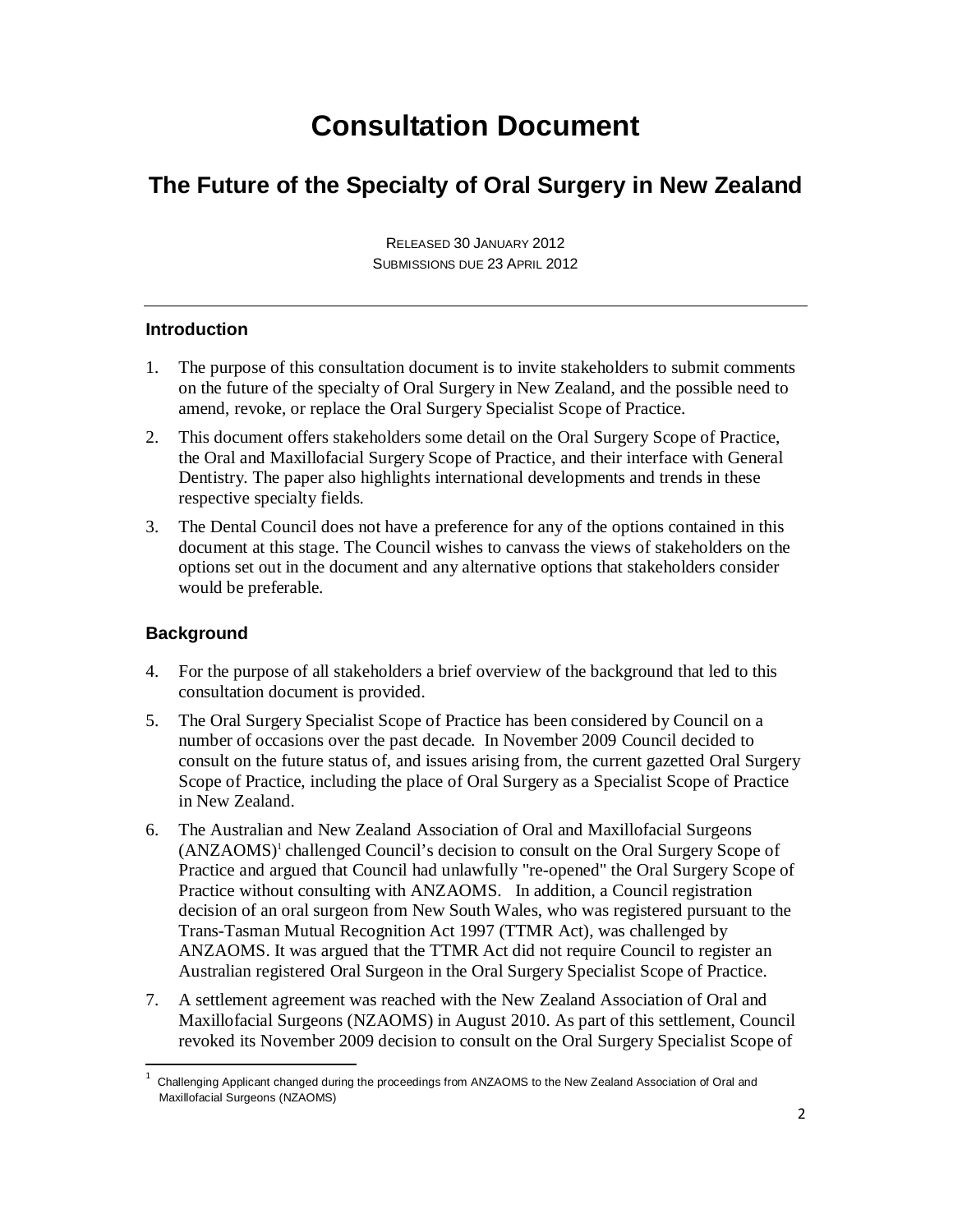# Consultation Document

## The Future of the Specialty of Oral Surgery in New Zealand

RELEASED 30 JANUARY 2012
SUBMISSIONS DUE 23 APRIL 2012

---

### Introduction

1. The purpose of this consultation document is to invite stakeholders to submit comments on the future of the specialty of Oral Surgery in New Zealand, and the possible need to amend, revoke, or replace the Oral Surgery Specialist Scope of Practice.
2. This document offers stakeholders some detail on the Oral Surgery Scope of Practice, the Oral and Maxillofacial Surgery Scope of Practice, and their interface with General Dentistry. The paper also highlights international developments and trends in these respective specialty fields.
3. The Dental Council does not have a preference for any of the options contained in this document at this stage. The Council wishes to canvass the views of stakeholders on the options set out in the document and any alternative options that stakeholders consider would be preferable.

### Background

4. For the purpose of all stakeholders a brief overview of the background that led to this consultation document is provided.
5. The Oral Surgery Specialist Scope of Practice has been considered by Council on a number of occasions over the past decade. In November 2009 Council decided to consult on the future status of, and issues arising from, the current gazetted Oral Surgery Scope of Practice, including the place of Oral Surgery as a Specialist Scope of Practice in New Zealand.
6. The Australian and New Zealand Association of Oral and Maxillofacial Surgeons (ANZAOMS)[1] challenged Council's decision to consult on the Oral Surgery Scope of Practice and argued that Council had unlawfully "re-opened" the Oral Surgery Scope of Practice without consulting with ANZAOMS. In addition, a Council registration decision of an oral surgeon from New South Wales, who was registered pursuant to the Trans-Tasman Mutual Recognition Act 1997 (TTMR Act), was challenged by ANZAOMS. It was argued that the TTMR Act did not require Council to register an Australian registered Oral Surgeon in the Oral Surgery Specialist Scope of Practice.
7. A settlement agreement was reached with the New Zealand Association of Oral and Maxillofacial Surgeons (NZAOMS) in August 2010. As part of this settlement, Council revoked its November 2009 decision to consult on the Oral Surgery Specialist Scope of

---

[1] Challenging Applicant changed during the proceedings from ANZAOMS to the New Zealand Association of Oral and Maxillofacial Surgeons (NZAOMS)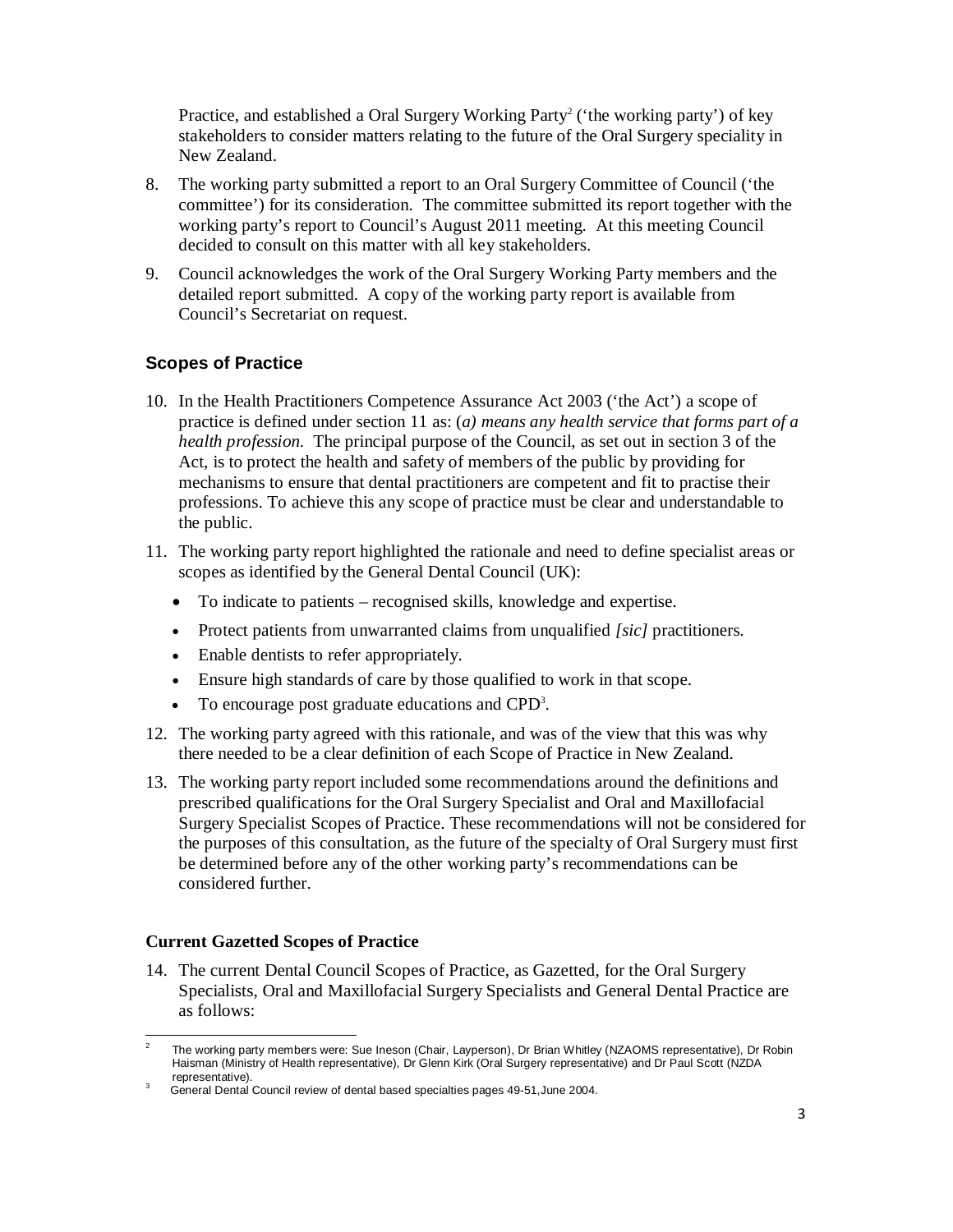Practice, and established a Oral Surgery Working Party[2] ('the working party') of key stakeholders to consider matters relating to the future of the Oral Surgery speciality in New Zealand.

8. The working party submitted a report to an Oral Surgery Committee of Council ('the committee') for its consideration. The committee submitted its report together with the working party's report to Council's August 2011 meeting. At this meeting Council decided to consult on this matter with all key stakeholders.

9. Council acknowledges the work of the Oral Surgery Working Party members and the detailed report submitted. A copy of the working party report is available from Council's Secretariat on request.

## Scopes of Practice

10. In the Health Practitioners Competence Assurance Act 2003 ('the Act') a scope of practice is defined under section 11 as: (*a) means any health service that forms part of a health profession.* The principal purpose of the Council, as set out in section 3 of the Act, is to protect the health and safety of members of the public by providing for mechanisms to ensure that dental practitioners are competent and fit to practise their professions. To achieve this any scope of practice must be clear and understandable to the public.

11. The working party report highlighted the rationale and need to define specialist areas or scopes as identified by the General Dental Council (UK):
    - To indicate to patients – recognised skills, knowledge and expertise.
    - Protect patients from unwarranted claims from unqualified *[sic]* practitioners.
    - Enable dentists to refer appropriately.
    - Ensure high standards of care by those qualified to work in that scope.
    - To encourage post graduate educations and CPD[3].

12. The working party agreed with this rationale, and was of the view that this was why there needed to be a clear definition of each Scope of Practice in New Zealand.

13. The working party report included some recommendations around the definitions and prescribed qualifications for the Oral Surgery Specialist and Oral and Maxillofacial Surgery Specialist Scopes of Practice. These recommendations will not be considered for the purposes of this consultation, as the future of the specialty of Oral Surgery must first be determined before any of the other working party's recommendations can be considered further.

### Current Gazetted Scopes of Practice

14. The current Dental Council Scopes of Practice, as Gazetted, for the Oral Surgery Specialists, Oral and Maxillofacial Surgery Specialists and General Dental Practice are as follows:

---

[2] The working party members were: Sue Ineson (Chair, Layperson), Dr Brian Whitley (NZAOMS representative), Dr Robin Haisman (Ministry of Health representative), Dr Glenn Kirk (Oral Surgery representative) and Dr Paul Scott (NZDA representative).

[3] General Dental Council review of dental based specialties pages 49-51, June 2004.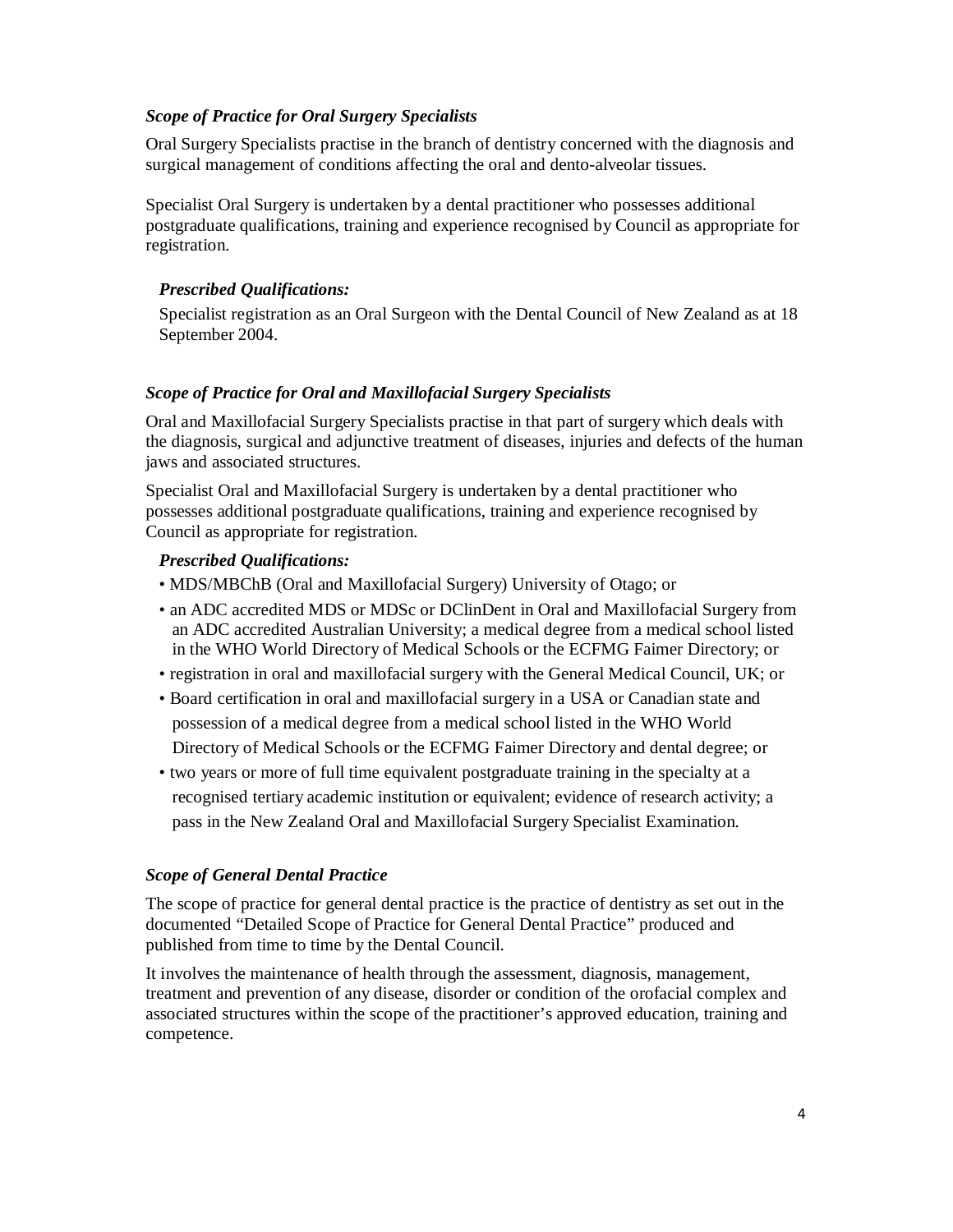### *Scope of Practice for Oral Surgery Specialists*

Oral Surgery Specialists practise in the branch of dentistry concerned with the diagnosis and surgical management of conditions affecting the oral and dento-alveolar tissues.

Specialist Oral Surgery is undertaken by a dental practitioner who possesses additional postgraduate qualifications, training and experience recognised by Council as appropriate for registration.

***Prescribed Qualifications:***

Specialist registration as an Oral Surgeon with the Dental Council of New Zealand as at 18 September 2004.

### *Scope of Practice for Oral and Maxillofacial Surgery Specialists*

Oral and Maxillofacial Surgery Specialists practise in that part of surgery which deals with the diagnosis, surgical and adjunctive treatment of diseases, injuries and defects of the human jaws and associated structures.

Specialist Oral and Maxillofacial Surgery is undertaken by a dental practitioner who possesses additional postgraduate qualifications, training and experience recognised by Council as appropriate for registration.

***Prescribed Qualifications:***

- MDS/MBChB (Oral and Maxillofacial Surgery) University of Otago; or
- an ADC accredited MDS or MDSc or DClinDent in Oral and Maxillofacial Surgery from an ADC accredited Australian University; a medical degree from a medical school listed in the WHO World Directory of Medical Schools or the ECFMG Faimer Directory; or
- registration in oral and maxillofacial surgery with the General Medical Council, UK; or
- Board certification in oral and maxillofacial surgery in a USA or Canadian state and possession of a medical degree from a medical school listed in the WHO World Directory of Medical Schools or the ECFMG Faimer Directory and dental degree; or
- two years or more of full time equivalent postgraduate training in the specialty at a recognised tertiary academic institution or equivalent; evidence of research activity; a pass in the New Zealand Oral and Maxillofacial Surgery Specialist Examination.

### *Scope of General Dental Practice*

The scope of practice for general dental practice is the practice of dentistry as set out in the documented "Detailed Scope of Practice for General Dental Practice" produced and published from time to time by the Dental Council.

It involves the maintenance of health through the assessment, diagnosis, management, treatment and prevention of any disease, disorder or condition of the orofacial complex and associated structures within the scope of the practitioner's approved education, training and competence.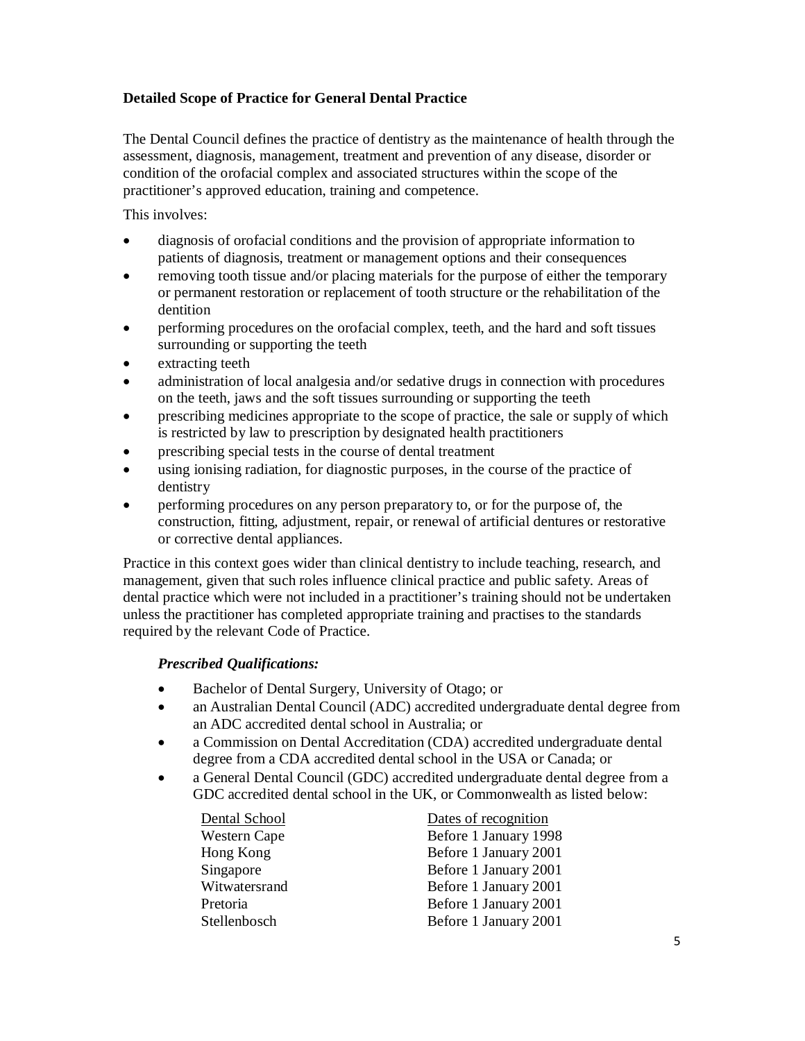**Detailed Scope of Practice for General Dental Practice**

The Dental Council defines the practice of dentistry as the maintenance of health through the assessment, diagnosis, management, treatment and prevention of any disease, disorder or condition of the orofacial complex and associated structures within the scope of the practitioner's approved education, training and competence.

This involves:

- diagnosis of orofacial conditions and the provision of appropriate information to patients of diagnosis, treatment or management options and their consequences
- removing tooth tissue and/or placing materials for the purpose of either the temporary or permanent restoration or replacement of tooth structure or the rehabilitation of the dentition
- performing procedures on the orofacial complex, teeth, and the hard and soft tissues surrounding or supporting the teeth
- extracting teeth
- administration of local analgesia and/or sedative drugs in connection with procedures on the teeth, jaws and the soft tissues surrounding or supporting the teeth
- prescribing medicines appropriate to the scope of practice, the sale or supply of which is restricted by law to prescription by designated health practitioners
- prescribing special tests in the course of dental treatment
- using ionising radiation, for diagnostic purposes, in the course of the practice of dentistry
- performing procedures on any person preparatory to, or for the purpose of, the construction, fitting, adjustment, repair, or renewal of artificial dentures or restorative or corrective dental appliances.

Practice in this context goes wider than clinical dentistry to include teaching, research, and management, given that such roles influence clinical practice and public safety. Areas of dental practice which were not included in a practitioner's training should not be undertaken unless the practitioner has completed appropriate training and practises to the standards required by the relevant Code of Practice.

***Prescribed Qualifications:***

- Bachelor of Dental Surgery, University of Otago; or
- an Australian Dental Council (ADC) accredited undergraduate dental degree from an ADC accredited dental school in Australia; or
- a Commission on Dental Accreditation (CDA) accredited undergraduate dental degree from a CDA accredited dental school in the USA or Canada; or
- a General Dental Council (GDC) accredited undergraduate dental degree from a GDC accredited dental school in the UK, or Commonwealth as listed below:

| Dental School | Dates of recognition |
| --- | --- |
| Western Cape | Before 1 January 1998 |
| Hong Kong | Before 1 January 2001 |
| Singapore | Before 1 January 2001 |
| Witwatersrand | Before 1 January 2001 |
| Pretoria | Before 1 January 2001 |
| Stellenbosch | Before 1 January 2001 |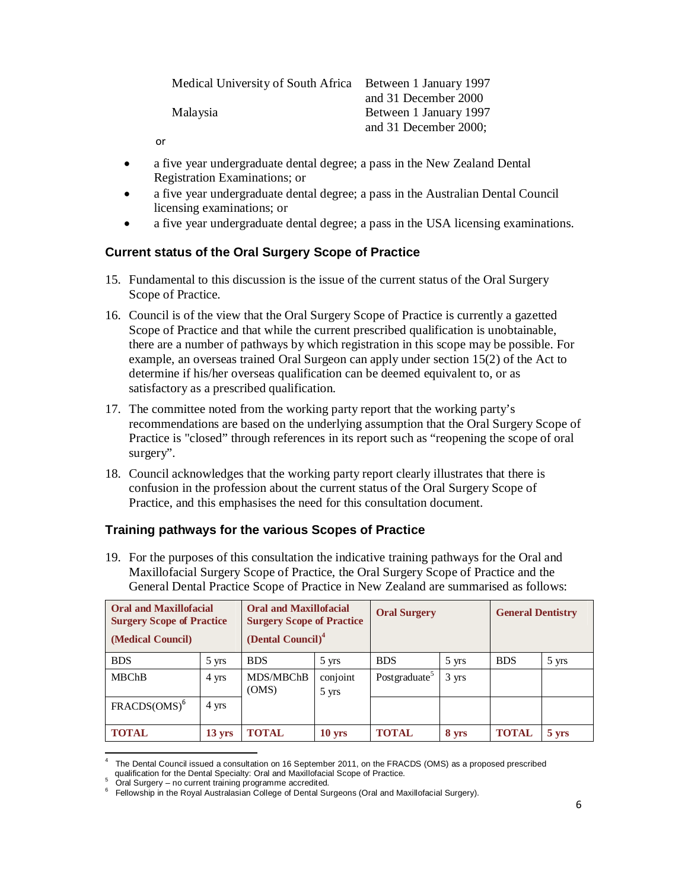| | |
|---|---|
| Medical University of South Africa | Between 1 January 1997 and 31 December 2000 |
| Malaysia | Between 1 January 1997 and 31 December 2000; |

or

- a five year undergraduate dental degree; a pass in the New Zealand Dental Registration Examinations; or
- a five year undergraduate dental degree; a pass in the Australian Dental Council licensing examinations; or
- a five year undergraduate dental degree; a pass in the USA licensing examinations.

### Current status of the Oral Surgery Scope of Practice

15. Fundamental to this discussion is the issue of the current status of the Oral Surgery Scope of Practice.

16. Council is of the view that the Oral Surgery Scope of Practice is currently a gazetted Scope of Practice and that while the current prescribed qualification is unobtainable, there are a number of pathways by which registration in this scope may be possible. For example, an overseas trained Oral Surgeon can apply under section 15(2) of the Act to determine if his/her overseas qualification can be deemed equivalent to, or as satisfactory as a prescribed qualification.

17. The committee noted from the working party report that the working party's recommendations are based on the underlying assumption that the Oral Surgery Scope of Practice is "closed" through references in its report such as "reopening the scope of oral surgery".

18. Council acknowledges that the working party report clearly illustrates that there is confusion in the profession about the current status of the Oral Surgery Scope of Practice, and this emphasises the need for this consultation document.

### Training pathways for the various Scopes of Practice

19. For the purposes of this consultation the indicative training pathways for the Oral and Maxillofacial Surgery Scope of Practice, the Oral Surgery Scope of Practice and the General Dental Practice Scope of Practice in New Zealand are summarised as follows:

| **Oral and Maxillofacial Surgery Scope of Practice (Medical Council)** | | **Oral and Maxillofacial Surgery Scope of Practice (Dental Council)[4]** | | **Oral Surgery** | | **General Dentistry** | |
|---|---|---|---|---|---|---|---|
| BDS | 5 yrs | BDS | 5 yrs | BDS | 5 yrs | BDS | 5 yrs |
| MBChB | 4 yrs | MDS/MBChB (OMS) | conjoint 5 yrs | Postgraduate[5] | 3 yrs | | |
| FRACDS(OMS)[6] | 4 yrs | | | | | | |
| **TOTAL** | **13 yrs** | **TOTAL** | **10 yrs** | **TOTAL** | **8 yrs** | **TOTAL** | **5 yrs** |

[4] The Dental Council issued a consultation on 16 September 2011, on the FRACDS (OMS) as a proposed prescribed qualification for the Dental Specialty: Oral and Maxillofacial Scope of Practice.

[5] Oral Surgery – no current training programme accredited.

[6] Fellowship in the Royal Australasian College of Dental Surgeons (Oral and Maxillofacial Surgery).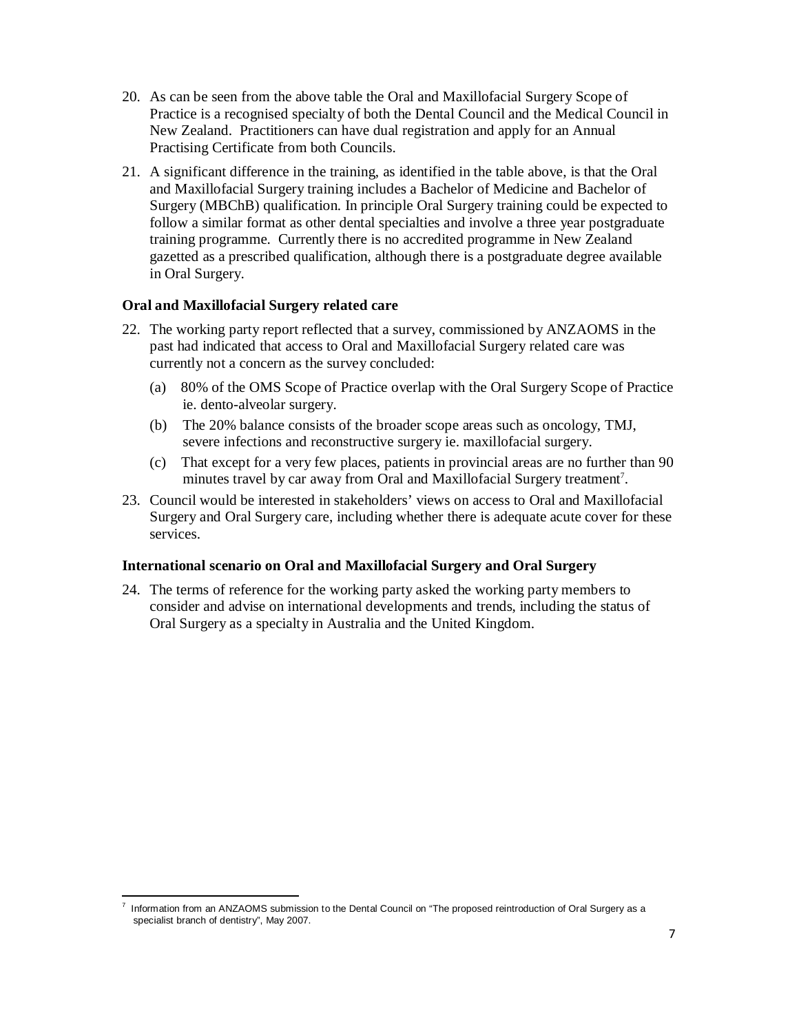20. As can be seen from the above table the Oral and Maxillofacial Surgery Scope of Practice is a recognised specialty of both the Dental Council and the Medical Council in New Zealand. Practitioners can have dual registration and apply for an Annual Practising Certificate from both Councils.

21. A significant difference in the training, as identified in the table above, is that the Oral and Maxillofacial Surgery training includes a Bachelor of Medicine and Bachelor of Surgery (MBChB) qualification. In principle Oral Surgery training could be expected to follow a similar format as other dental specialties and involve a three year postgraduate training programme. Currently there is no accredited programme in New Zealand gazetted as a prescribed qualification, although there is a postgraduate degree available in Oral Surgery.

### Oral and Maxillofacial Surgery related care

22. The working party report reflected that a survey, commissioned by ANZAOMS in the past had indicated that access to Oral and Maxillofacial Surgery related care was currently not a concern as the survey concluded:

    (a) 80% of the OMS Scope of Practice overlap with the Oral Surgery Scope of Practice ie. dento-alveolar surgery.

    (b) The 20% balance consists of the broader scope areas such as oncology, TMJ, severe infections and reconstructive surgery ie. maxillofacial surgery.

    (c) That except for a very few places, patients in provincial areas are no further than 90 minutes travel by car away from Oral and Maxillofacial Surgery treatment[7].

23. Council would be interested in stakeholders' views on access to Oral and Maxillofacial Surgery and Oral Surgery care, including whether there is adequate acute cover for these services.

### International scenario on Oral and Maxillofacial Surgery and Oral Surgery

24. The terms of reference for the working party asked the working party members to consider and advise on international developments and trends, including the status of Oral Surgery as a specialty in Australia and the United Kingdom.

---

[7] Information from an ANZAOMS submission to the Dental Council on "The proposed reintroduction of Oral Surgery as a specialist branch of dentistry", May 2007.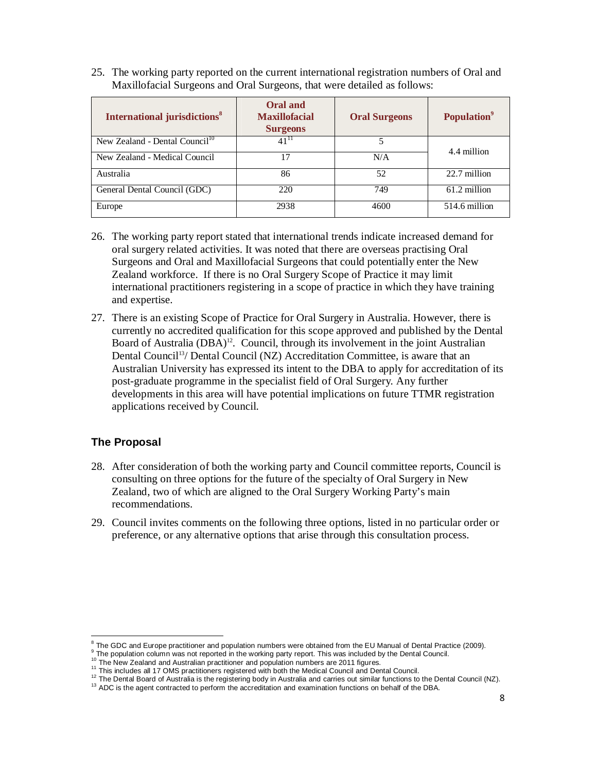25. The working party reported on the current international registration numbers of Oral and Maxillofacial Surgeons and Oral Surgeons, that were detailed as follows:

| International jurisdictions[8] | Oral and Maxillofacial Surgeons | Oral Surgeons | Population[9] |
|---|---|---|---|
| New Zealand - Dental Council[10] | 41[11] | 5 | 4.4 million |
| New Zealand - Medical Council | 17 | N/A | |
| Australia | 86 | 52 | 22.7 million |
| General Dental Council (GDC) | 220 | 749 | 61.2 million |
| Europe | 2938 | 4600 | 514.6 million |

26. The working party report stated that international trends indicate increased demand for oral surgery related activities. It was noted that there are overseas practising Oral Surgeons and Oral and Maxillofacial Surgeons that could potentially enter the New Zealand workforce. If there is no Oral Surgery Scope of Practice it may limit international practitioners registering in a scope of practice in which they have training and expertise.

27. There is an existing Scope of Practice for Oral Surgery in Australia. However, there is currently no accredited qualification for this scope approved and published by the Dental Board of Australia (DBA)[12]. Council, through its involvement in the joint Australian Dental Council[13]/ Dental Council (NZ) Accreditation Committee, is aware that an Australian University has expressed its intent to the DBA to apply for accreditation of its post-graduate programme in the specialist field of Oral Surgery. Any further developments in this area will have potential implications on future TTMR registration applications received by Council.

## The Proposal

28. After consideration of both the working party and Council committee reports, Council is consulting on three options for the future of the specialty of Oral Surgery in New Zealand, two of which are aligned to the Oral Surgery Working Party's main recommendations.

29. Council invites comments on the following three options, listed in no particular order or preference, or any alternative options that arise through this consultation process.

---

[8] The GDC and Europe practitioner and population numbers were obtained from the EU Manual of Dental Practice (2009).
[9] The population column was not reported in the working party report. This was included by the Dental Council.
[10] The New Zealand and Australian practitioner and population numbers are 2011 figures.
[11] This includes all 17 OMS practitioners registered with both the Medical Council and Dental Council.
[12] The Dental Board of Australia is the registering body in Australia and carries out similar functions to the Dental Council (NZ).
[13] ADC is the agent contracted to perform the accreditation and examination functions on behalf of the DBA.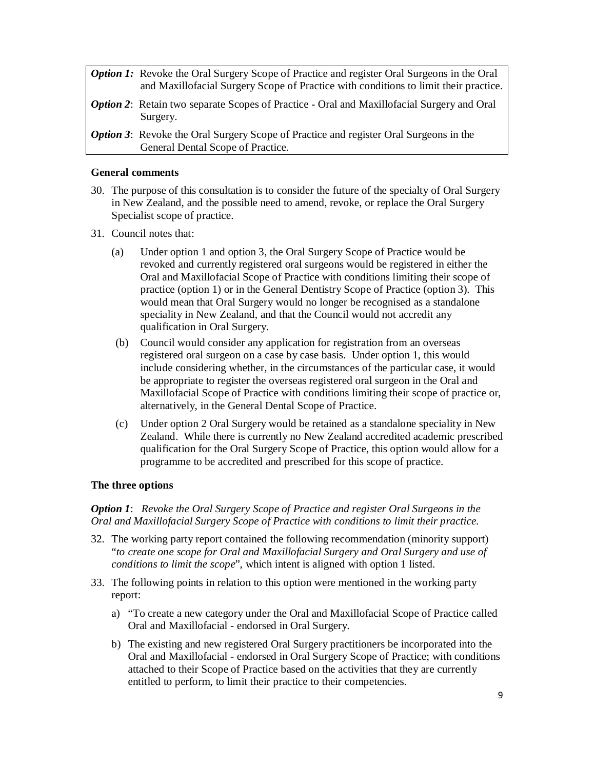| |
|---|
| ***Option 1:*** Revoke the Oral Surgery Scope of Practice and register Oral Surgeons in the Oral and Maxillofacial Surgery Scope of Practice with conditions to limit their practice. |
| ***Option 2***: Retain two separate Scopes of Practice - Oral and Maxillofacial Surgery and Oral Surgery. |
| ***Option 3***: Revoke the Oral Surgery Scope of Practice and register Oral Surgeons in the General Dental Scope of Practice. |

**General comments**

30. The purpose of this consultation is to consider the future of the specialty of Oral Surgery in New Zealand, and the possible need to amend, revoke, or replace the Oral Surgery Specialist scope of practice.

31. Council notes that:

    (a) Under option 1 and option 3, the Oral Surgery Scope of Practice would be revoked and currently registered oral surgeons would be registered in either the Oral and Maxillofacial Scope of Practice with conditions limiting their scope of practice (option 1) or in the General Dentistry Scope of Practice (option 3). This would mean that Oral Surgery would no longer be recognised as a standalone speciality in New Zealand, and that the Council would not accredit any qualification in Oral Surgery.

    (b) Council would consider any application for registration from an overseas registered oral surgeon on a case by case basis. Under option 1, this would include considering whether, in the circumstances of the particular case, it would be appropriate to register the overseas registered oral surgeon in the Oral and Maxillofacial Scope of Practice with conditions limiting their scope of practice or, alternatively, in the General Dental Scope of Practice.

    (c) Under option 2 Oral Surgery would be retained as a standalone speciality in New Zealand. While there is currently no New Zealand accredited academic prescribed qualification for the Oral Surgery Scope of Practice, this option would allow for a programme to be accredited and prescribed for this scope of practice.

**The three options**

***Option 1***: *Revoke the Oral Surgery Scope of Practice and register Oral Surgeons in the Oral and Maxillofacial Surgery Scope of Practice with conditions to limit their practice.*

32. The working party report contained the following recommendation (minority support) "*to create one scope for Oral and Maxillofacial Surgery and Oral Surgery and use of conditions to limit the scope*", which intent is aligned with option 1 listed.

33. The following points in relation to this option were mentioned in the working party report:

    a) "To create a new category under the Oral and Maxillofacial Scope of Practice called Oral and Maxillofacial - endorsed in Oral Surgery.

    b) The existing and new registered Oral Surgery practitioners be incorporated into the Oral and Maxillofacial - endorsed in Oral Surgery Scope of Practice; with conditions attached to their Scope of Practice based on the activities that they are currently entitled to perform, to limit their practice to their competencies.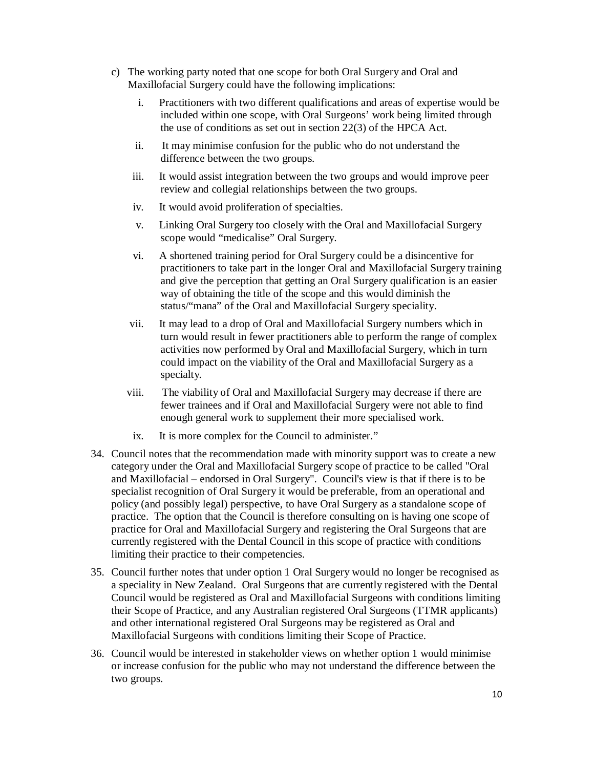c) The working party noted that one scope for both Oral Surgery and Oral and Maxillofacial Surgery could have the following implications:

   i. Practitioners with two different qualifications and areas of expertise would be included within one scope, with Oral Surgeons' work being limited through the use of conditions as set out in section 22(3) of the HPCA Act.

   ii. It may minimise confusion for the public who do not understand the difference between the two groups.

   iii. It would assist integration between the two groups and would improve peer review and collegial relationships between the two groups.

   iv. It would avoid proliferation of specialties.

   v. Linking Oral Surgery too closely with the Oral and Maxillofacial Surgery scope would "medicalise" Oral Surgery.

   vi. A shortened training period for Oral Surgery could be a disincentive for practitioners to take part in the longer Oral and Maxillofacial Surgery training and give the perception that getting an Oral Surgery qualification is an easier way of obtaining the title of the scope and this would diminish the status/"mana" of the Oral and Maxillofacial Surgery speciality.

   vii. It may lead to a drop of Oral and Maxillofacial Surgery numbers which in turn would result in fewer practitioners able to perform the range of complex activities now performed by Oral and Maxillofacial Surgery, which in turn could impact on the viability of the Oral and Maxillofacial Surgery as a specialty.

   viii. The viability of Oral and Maxillofacial Surgery may decrease if there are fewer trainees and if Oral and Maxillofacial Surgery were not able to find enough general work to supplement their more specialised work.

   ix. It is more complex for the Council to administer."

34. Council notes that the recommendation made with minority support was to create a new category under the Oral and Maxillofacial Surgery scope of practice to be called "Oral and Maxillofacial – endorsed in Oral Surgery". Council's view is that if there is to be specialist recognition of Oral Surgery it would be preferable, from an operational and policy (and possibly legal) perspective, to have Oral Surgery as a standalone scope of practice. The option that the Council is therefore consulting on is having one scope of practice for Oral and Maxillofacial Surgery and registering the Oral Surgeons that are currently registered with the Dental Council in this scope of practice with conditions limiting their practice to their competencies.

35. Council further notes that under option 1 Oral Surgery would no longer be recognised as a speciality in New Zealand. Oral Surgeons that are currently registered with the Dental Council would be registered as Oral and Maxillofacial Surgeons with conditions limiting their Scope of Practice, and any Australian registered Oral Surgeons (TTMR applicants) and other international registered Oral Surgeons may be registered as Oral and Maxillofacial Surgeons with conditions limiting their Scope of Practice.

36. Council would be interested in stakeholder views on whether option 1 would minimise or increase confusion for the public who may not understand the difference between the two groups.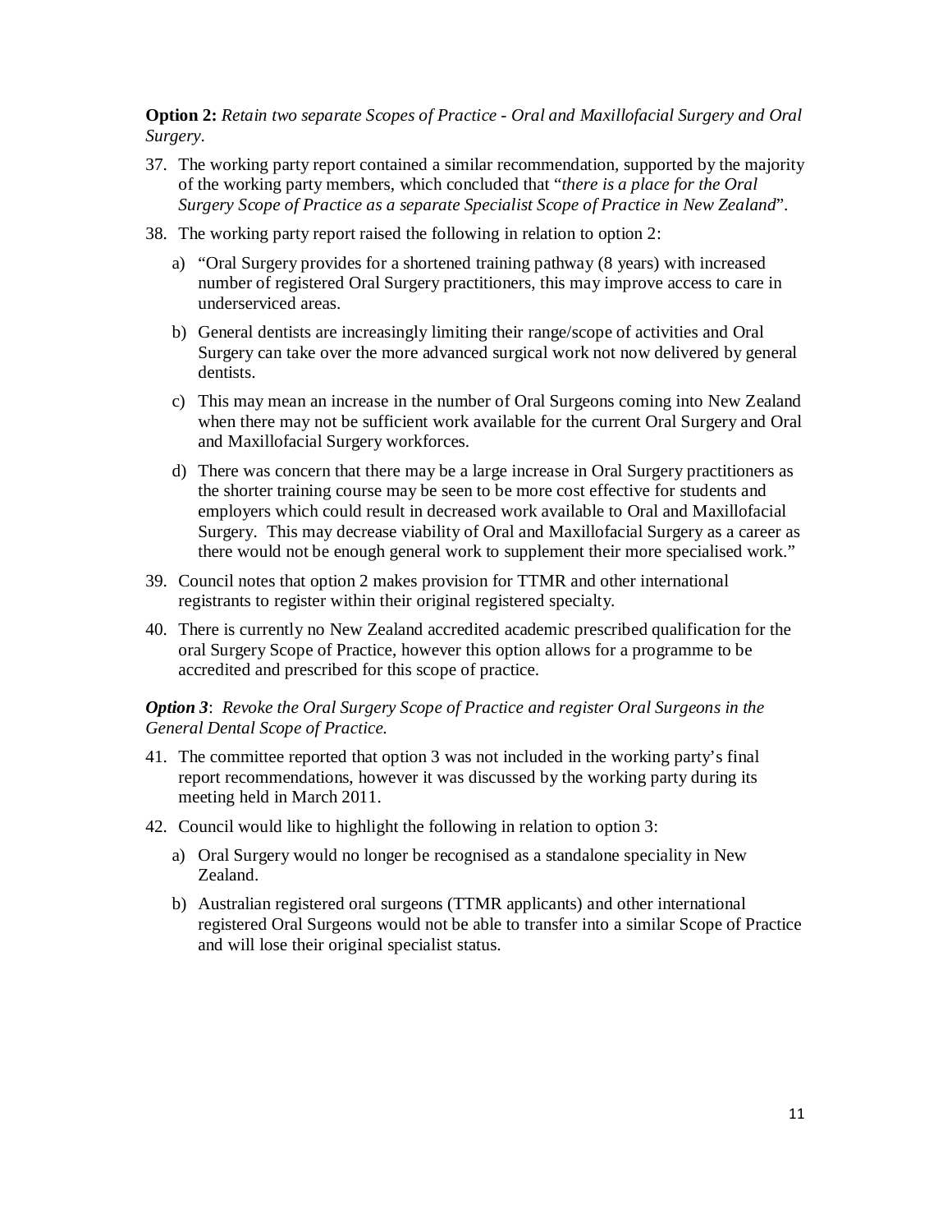**Option 2:** *Retain two separate Scopes of Practice - Oral and Maxillofacial Surgery and Oral Surgery.*

37. The working party report contained a similar recommendation, supported by the majority of the working party members, which concluded that "*there is a place for the Oral Surgery Scope of Practice as a separate Specialist Scope of Practice in New Zealand*".

38. The working party report raised the following in relation to option 2:

    a) "Oral Surgery provides for a shortened training pathway (8 years) with increased number of registered Oral Surgery practitioners, this may improve access to care in underserviced areas.

    b) General dentists are increasingly limiting their range/scope of activities and Oral Surgery can take over the more advanced surgical work not now delivered by general dentists.

    c) This may mean an increase in the number of Oral Surgeons coming into New Zealand when there may not be sufficient work available for the current Oral Surgery and Oral and Maxillofacial Surgery workforces.

    d) There was concern that there may be a large increase in Oral Surgery practitioners as the shorter training course may be seen to be more cost effective for students and employers which could result in decreased work available to Oral and Maxillofacial Surgery. This may decrease viability of Oral and Maxillofacial Surgery as a career as there would not be enough general work to supplement their more specialised work."

39. Council notes that option 2 makes provision for TTMR and other international registrants to register within their original registered specialty.

40. There is currently no New Zealand accredited academic prescribed qualification for the oral Surgery Scope of Practice, however this option allows for a programme to be accredited and prescribed for this scope of practice.

***Option 3***: *Revoke the Oral Surgery Scope of Practice and register Oral Surgeons in the General Dental Scope of Practice.*

41. The committee reported that option 3 was not included in the working party's final report recommendations, however it was discussed by the working party during its meeting held in March 2011.

42. Council would like to highlight the following in relation to option 3:

    a) Oral Surgery would no longer be recognised as a standalone speciality in New Zealand.

    b) Australian registered oral surgeons (TTMR applicants) and other international registered Oral Surgeons would not be able to transfer into a similar Scope of Practice and will lose their original specialist status.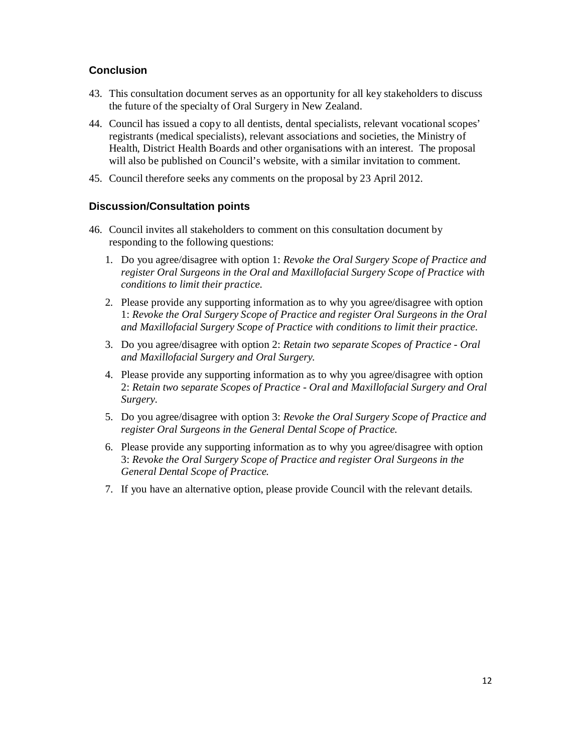## Conclusion

43. This consultation document serves as an opportunity for all key stakeholders to discuss the future of the specialty of Oral Surgery in New Zealand.
44. Council has issued a copy to all dentists, dental specialists, relevant vocational scopes' registrants (medical specialists), relevant associations and societies, the Ministry of Health, District Health Boards and other organisations with an interest. The proposal will also be published on Council's website, with a similar invitation to comment.
45. Council therefore seeks any comments on the proposal by 23 April 2012.

## Discussion/Consultation points

46. Council invites all stakeholders to comment on this consultation document by responding to the following questions:
    1. Do you agree/disagree with option 1: *Revoke the Oral Surgery Scope of Practice and register Oral Surgeons in the Oral and Maxillofacial Surgery Scope of Practice with conditions to limit their practice.*
    2. Please provide any supporting information as to why you agree/disagree with option 1: *Revoke the Oral Surgery Scope of Practice and register Oral Surgeons in the Oral and Maxillofacial Surgery Scope of Practice with conditions to limit their practice.*
    3. Do you agree/disagree with option 2: *Retain two separate Scopes of Practice - Oral and Maxillofacial Surgery and Oral Surgery.*
    4. Please provide any supporting information as to why you agree/disagree with option 2: *Retain two separate Scopes of Practice - Oral and Maxillofacial Surgery and Oral Surgery.*
    5. Do you agree/disagree with option 3: *Revoke the Oral Surgery Scope of Practice and register Oral Surgeons in the General Dental Scope of Practice.*
    6. Please provide any supporting information as to why you agree/disagree with option 3: *Revoke the Oral Surgery Scope of Practice and register Oral Surgeons in the General Dental Scope of Practice.*
    7. If you have an alternative option, please provide Council with the relevant details.